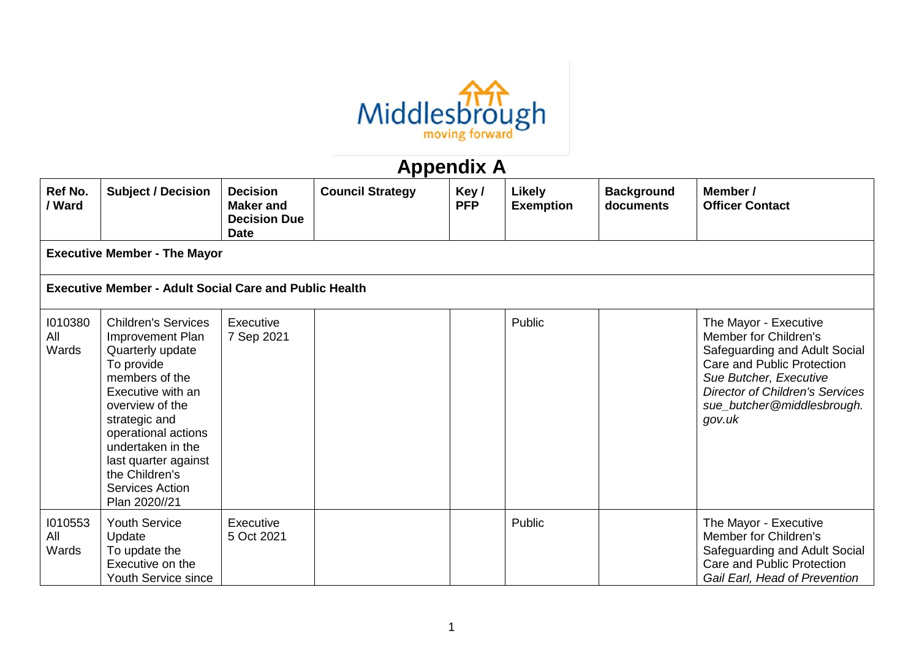# Appendix A

| Ref No. / Ward | Subject / Decision | Decision Maker and Decision Due Date | Council Strategy | Key / PFP | Likely Exemption | Background documents | Member / Officer Contact |
|---|---|---|---|---|---|---|---|
| **Executive Member - The Mayor** | | | | | | | |
| **Executive Member - Adult Social Care and Public Health** | | | | | | | |
| I010380 All Wards | Children's Services Improvement Plan Quarterly update To provide members of the Executive with an overview of the strategic and operational actions undertaken in the last quarter against the Children's Services Action Plan 2020//21 | Executive 7 Sep 2021 | | | Public | | The Mayor - Executive Member for Children's Safeguarding and Adult Social Care and Public Protection *Sue Butcher, Executive Director of Children's Services sue_butcher@middlesbrough.gov.uk* |
| I010553 All Wards | Youth Service Update To update the Executive on the Youth Service since | Executive 5 Oct 2021 | | | Public | | The Mayor - Executive Member for Children's Safeguarding and Adult Social Care and Public Protection *Gail Earl, Head of Prevention* |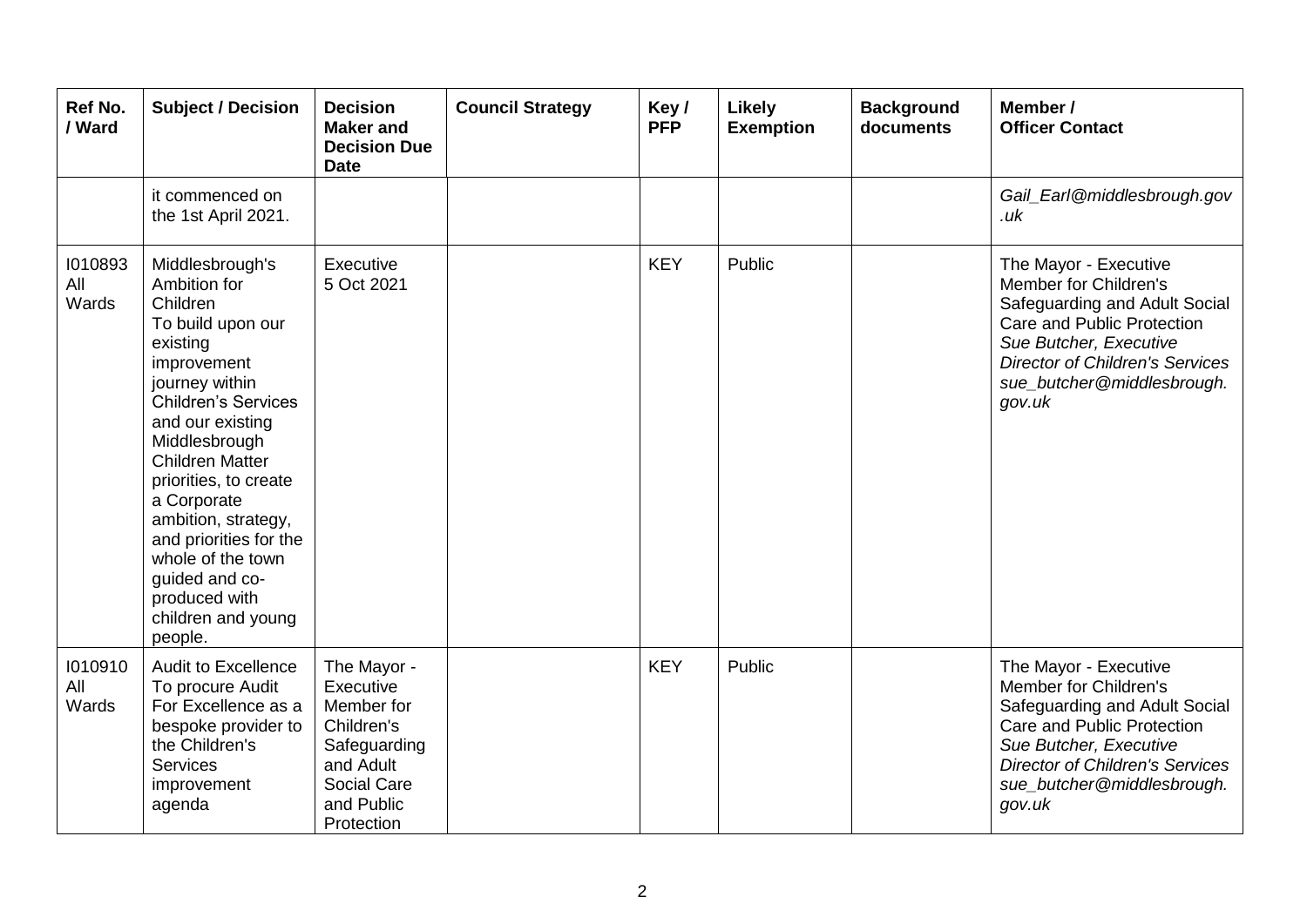| Ref No. / Ward | Subject / Decision | Decision Maker and Decision Due Date | Council Strategy | Key / PFP | Likely Exemption | Background documents | Member / Officer Contact |
|---|---|---|---|---|---|---|---|
| | it commenced on the 1st April 2021. | | | | | | *Gail_Earl@middlesbrough.gov.uk* |
| I010893 All Wards | Middlesbrough's Ambition for Children To build upon our existing improvement journey within Children's Services and our existing Middlesbrough Children Matter priorities, to create a Corporate ambition, strategy, and priorities for the whole of the town guided and co-produced with children and young people. | Executive 5 Oct 2021 | | KEY | Public | | The Mayor - Executive Member for Children's Safeguarding and Adult Social Care and Public Protection *Sue Butcher, Executive Director of Children's Services sue_butcher@middlesbrough.gov.uk* |
| I010910 All Wards | Audit to Excellence To procure Audit For Excellence as a bespoke provider to the Children's Services improvement agenda | The Mayor - Executive Member for Children's Safeguarding and Adult Social Care and Public Protection | | KEY | Public | | The Mayor - Executive Member for Children's Safeguarding and Adult Social Care and Public Protection *Sue Butcher, Executive Director of Children's Services sue_butcher@middlesbrough.gov.uk* |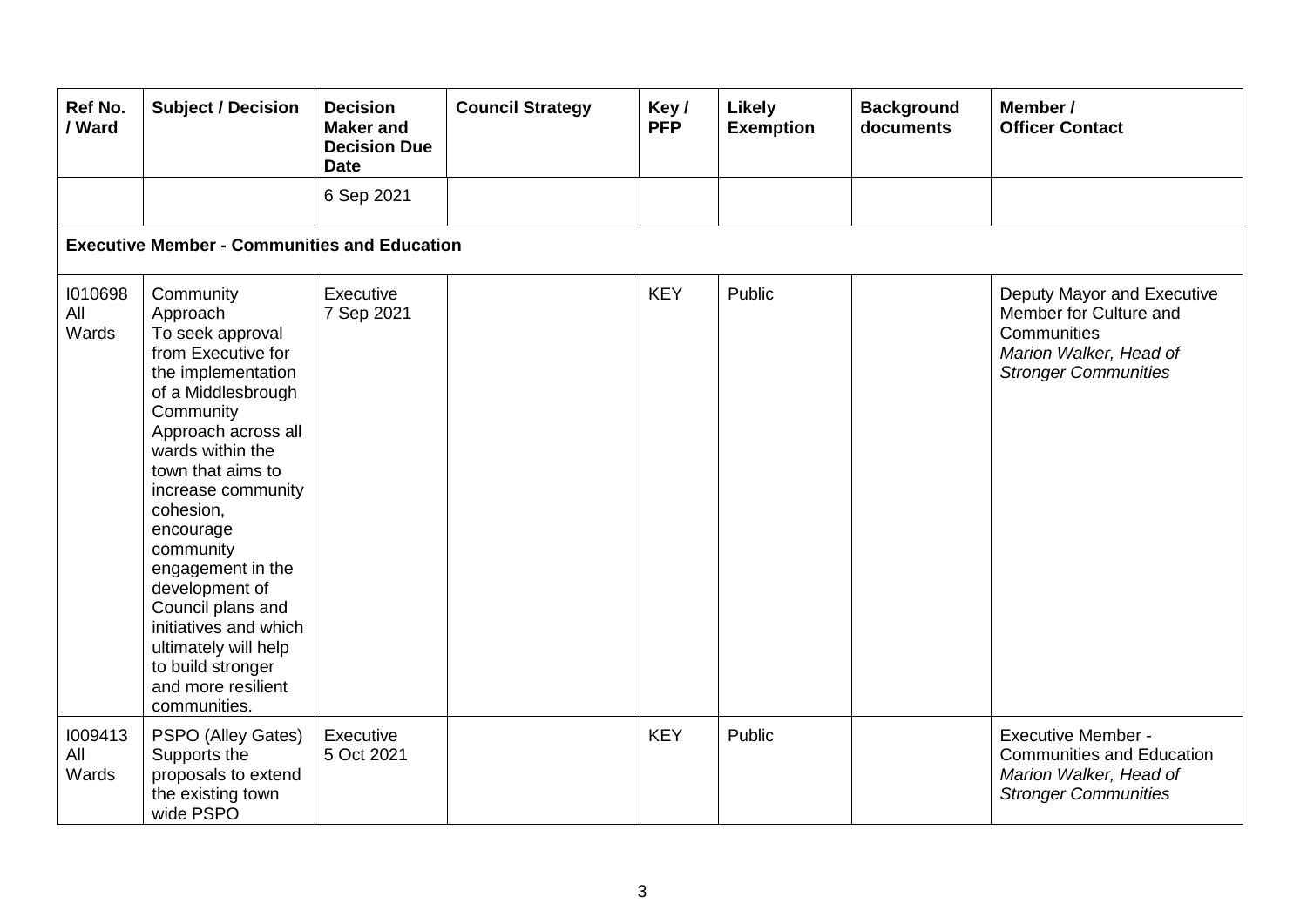| Ref No. / Ward | Subject / Decision | Decision Maker and Decision Due Date | Council Strategy | Key / PFP | Likely Exemption | Background documents | Member / Officer Contact |
|---|---|---|---|---|---|---|---|
| | | 6 Sep 2021 | | | | | |
| **Executive Member - Communities and Education** | | | | | | | |
| I010698 All Wards | Community Approach To seek approval from Executive for the implementation of a Middlesbrough Community Approach across all wards within the town that aims to increase community cohesion, encourage community engagement in the development of Council plans and initiatives and which ultimately will help to build stronger and more resilient communities. | Executive 7 Sep 2021 | | KEY | Public | | Deputy Mayor and Executive Member for Culture and Communities *Marion Walker, Head of Stronger Communities* |
| I009413 All Wards | PSPO (Alley Gates) Supports the proposals to extend the existing town wide PSPO | Executive 5 Oct 2021 | | KEY | Public | | Executive Member - Communities and Education *Marion Walker, Head of Stronger Communities* |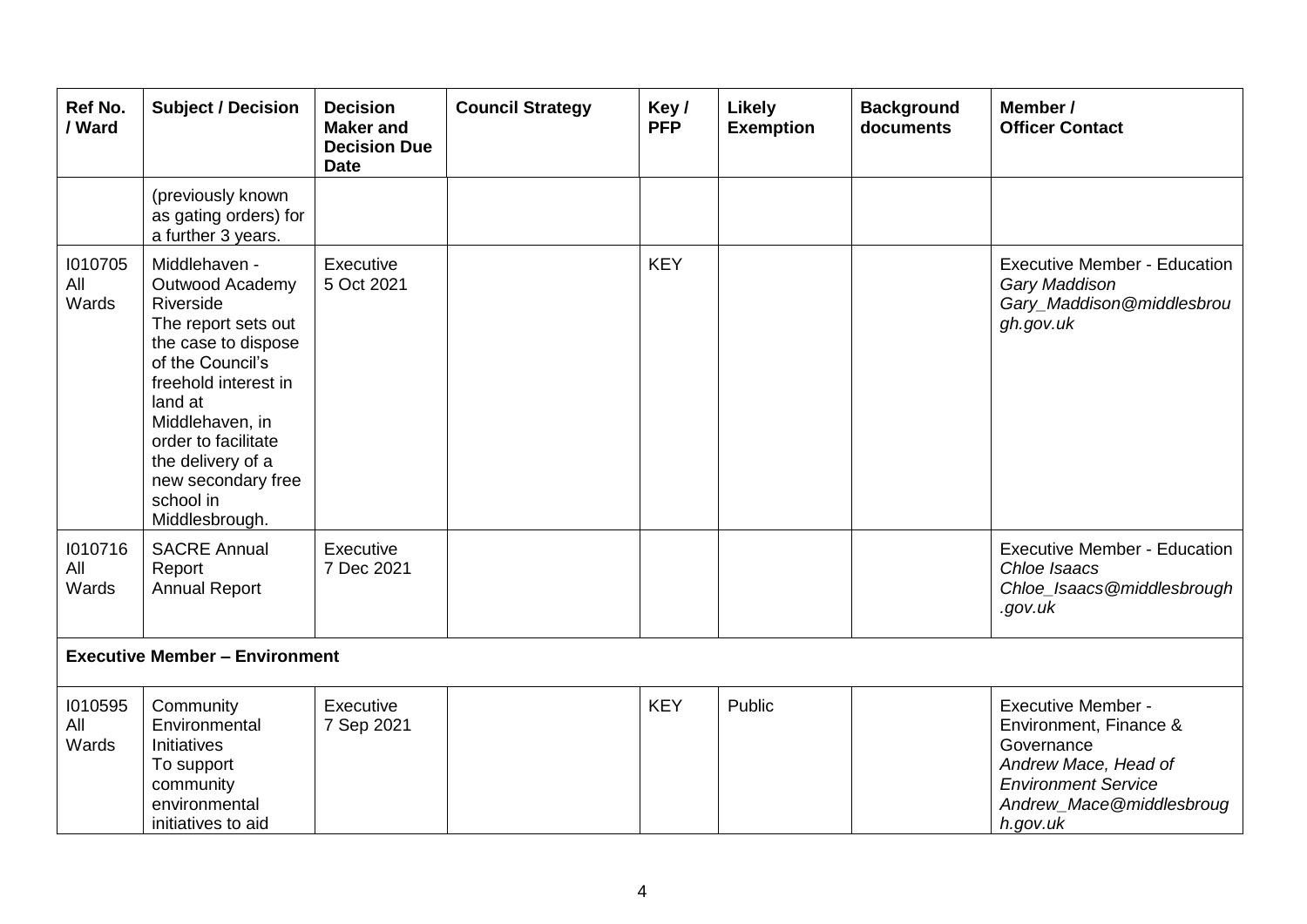| Ref No. / Ward | Subject / Decision | Decision Maker and Decision Due Date | Council Strategy | Key / PFP | Likely Exemption | Background documents | Member / Officer Contact |
|---|---|---|---|---|---|---|---|
| | (previously known as gating orders) for a further 3 years. | | | | | | |
| I010705 All Wards | Middlehaven - Outwood Academy Riverside The report sets out the case to dispose of the Council's freehold interest in land at Middlehaven, in order to facilitate the delivery of a new secondary free school in Middlesbrough. | Executive 5 Oct 2021 | | KEY | | | Executive Member - Education *Gary Maddison* *Gary_Maddison@middlesbrough.gov.uk* |
| I010716 All Wards | SACRE Annual Report Annual Report | Executive 7 Dec 2021 | | | | | Executive Member - Education *Chloe Isaacs* *Chloe_Isaacs@middlesbrough.gov.uk* |
| **Executive Member – Environment** | | | | | | | |
| I010595 All Wards | Community Environmental Initiatives To support community environmental initiatives to aid | Executive 7 Sep 2021 | | KEY | Public | | Executive Member - Environment, Finance & Governance *Andrew Mace, Head of Environment Service* *Andrew_Mace@middlesbrough.gov.uk* |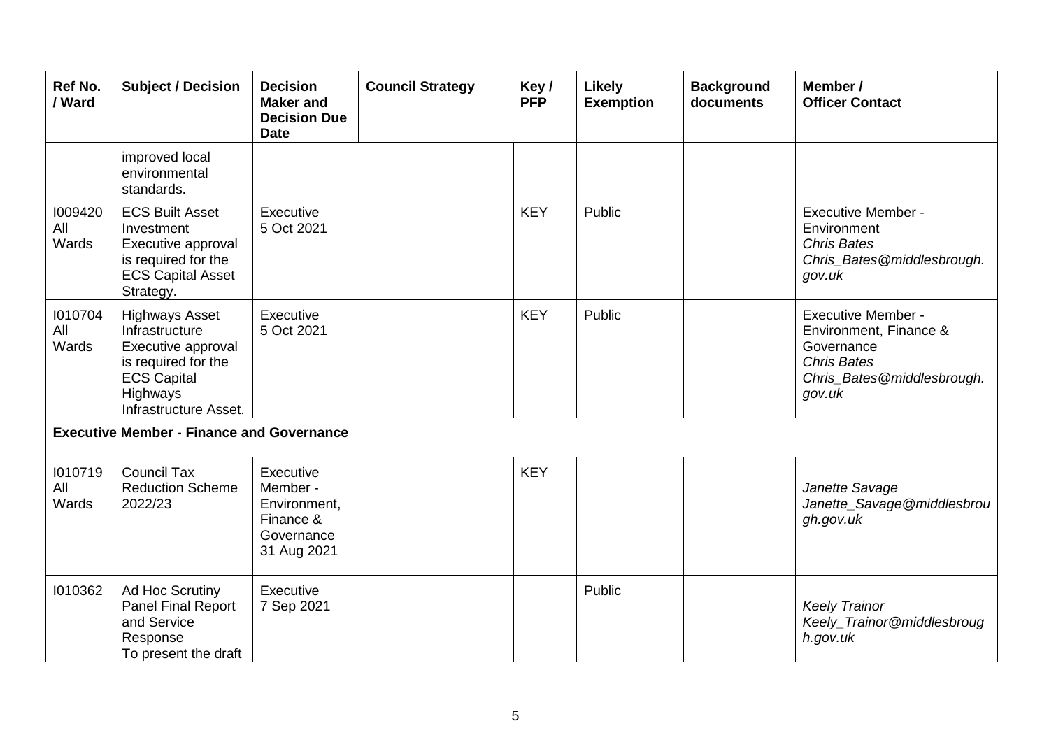| Ref No. / Ward | Subject / Decision | Decision Maker and Decision Due Date | Council Strategy | Key / PFP | Likely Exemption | Background documents | Member / Officer Contact |
|---|---|---|---|---|---|---|---|
| | improved local environmental standards. | | | | | | |
| I009420 All Wards | ECS Built Asset Investment Executive approval is required for the ECS Capital Asset Strategy. | Executive 5 Oct 2021 | | KEY | Public | | Executive Member - Environment *Chris Bates* *Chris_Bates@middlesbrough.gov.uk* |
| I010704 All Wards | Highways Asset Infrastructure Executive approval is required for the ECS Capital Highways Infrastructure Asset. | Executive 5 Oct 2021 | | KEY | Public | | Executive Member - Environment, Finance & Governance *Chris Bates* *Chris_Bates@middlesbrough.gov.uk* |
| **Executive Member - Finance and Governance** | | | | | | | |
| I010719 All Wards | Council Tax Reduction Scheme 2022/23 | Executive Member - Environment, Finance & Governance 31 Aug 2021 | | KEY | | | *Janette Savage* *Janette_Savage@middlesbrough.gov.uk* |
| I010362 | Ad Hoc Scrutiny Panel Final Report and Service Response To present the draft | Executive 7 Sep 2021 | | | Public | | *Keely Trainor* *Keely_Trainor@middlesbrough.gov.uk* |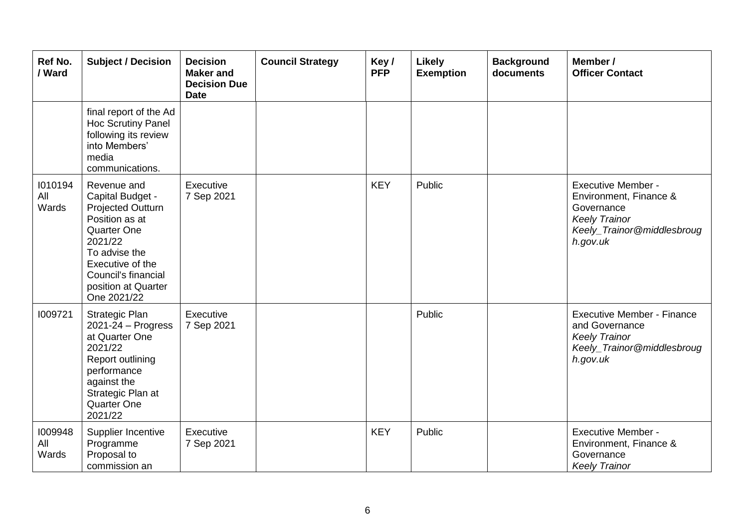| Ref No. / Ward | Subject / Decision | Decision Maker and Decision Due Date | Council Strategy | Key / PFP | Likely Exemption | Background documents | Member / Officer Contact |
|---|---|---|---|---|---|---|---|
| | final report of the Ad Hoc Scrutiny Panel following its review into Members' media communications. | | | | | | |
| I010194 All Wards | Revenue and Capital Budget - Projected Outturn Position as at Quarter One 2021/22 To advise the Executive of the Council's financial position at Quarter One 2021/22 | Executive 7 Sep 2021 | | KEY | Public | | Executive Member - Environment, Finance & Governance *Keely Trainor* *Keely_Trainor@middlesbrough.gov.uk* |
| I009721 | Strategic Plan 2021-24 – Progress at Quarter One 2021/22 Report outlining performance against the Strategic Plan at Quarter One 2021/22 | Executive 7 Sep 2021 | | | Public | | Executive Member - Finance and Governance *Keely Trainor* *Keely_Trainor@middlesbrough.gov.uk* |
| I009948 All Wards | Supplier Incentive Programme Proposal to commission an | Executive 7 Sep 2021 | | KEY | Public | | Executive Member - Environment, Finance & Governance *Keely Trainor* |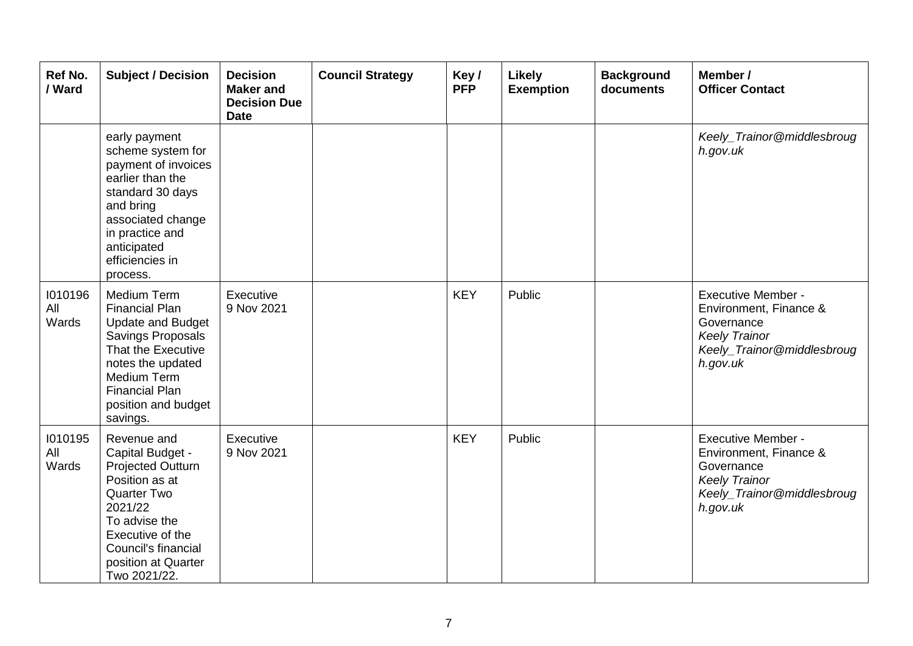| Ref No. / Ward | Subject / Decision | Decision Maker and Decision Due Date | Council Strategy | Key / PFP | Likely Exemption | Background documents | Member / Officer Contact |
|---|---|---|---|---|---|---|---|
| | early payment scheme system for payment of invoices earlier than the standard 30 days and bring associated change in practice and anticipated efficiencies in process. | | | | | | *Keely_Trainor@middlesbrough.gov.uk* |
| I010196 All Wards | Medium Term Financial Plan Update and Budget Savings Proposals That the Executive notes the updated Medium Term Financial Plan position and budget savings. | Executive 9 Nov 2021 | | KEY | Public | | Executive Member - Environment, Finance & Governance *Keely Trainor* *Keely_Trainor@middlesbrough.gov.uk* |
| I010195 All Wards | Revenue and Capital Budget - Projected Outturn Position as at Quarter Two 2021/22 To advise the Executive of the Council's financial position at Quarter Two 2021/22. | Executive 9 Nov 2021 | | KEY | Public | | Executive Member - Environment, Finance & Governance *Keely Trainor* *Keely_Trainor@middlesbrough.gov.uk* |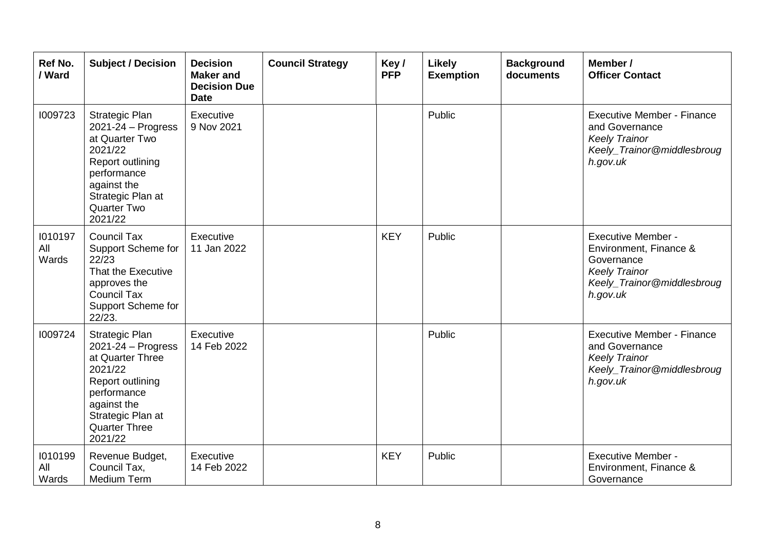| Ref No. / Ward | Subject / Decision | Decision Maker and Decision Due Date | Council Strategy | Key / PFP | Likely Exemption | Background documents | Member / Officer Contact |
|---|---|---|---|---|---|---|---|
| I009723 | Strategic Plan 2021-24 – Progress at Quarter Two 2021/22<br>Report outlining performance against the Strategic Plan at Quarter Two 2021/22 | Executive<br>9 Nov 2021 | | | Public | | Executive Member - Finance and Governance<br>*Keely Trainor*<br>*Keely_Trainor@middlesbrough.gov.uk* |
| I010197<br>All Wards | Council Tax Support Scheme for 22/23<br>That the Executive approves the Council Tax Support Scheme for 22/23. | Executive<br>11 Jan 2022 | | KEY | Public | | Executive Member - Environment, Finance & Governance<br>*Keely Trainor*<br>*Keely_Trainor@middlesbrough.gov.uk* |
| I009724 | Strategic Plan 2021-24 – Progress at Quarter Three 2021/22<br>Report outlining performance against the Strategic Plan at Quarter Three 2021/22 | Executive<br>14 Feb 2022 | | | Public | | Executive Member - Finance and Governance<br>*Keely Trainor*<br>*Keely_Trainor@middlesbrough.gov.uk* |
| I010199<br>All Wards | Revenue Budget, Council Tax, Medium Term | Executive<br>14 Feb 2022 | | KEY | Public | | Executive Member - Environment, Finance & Governance |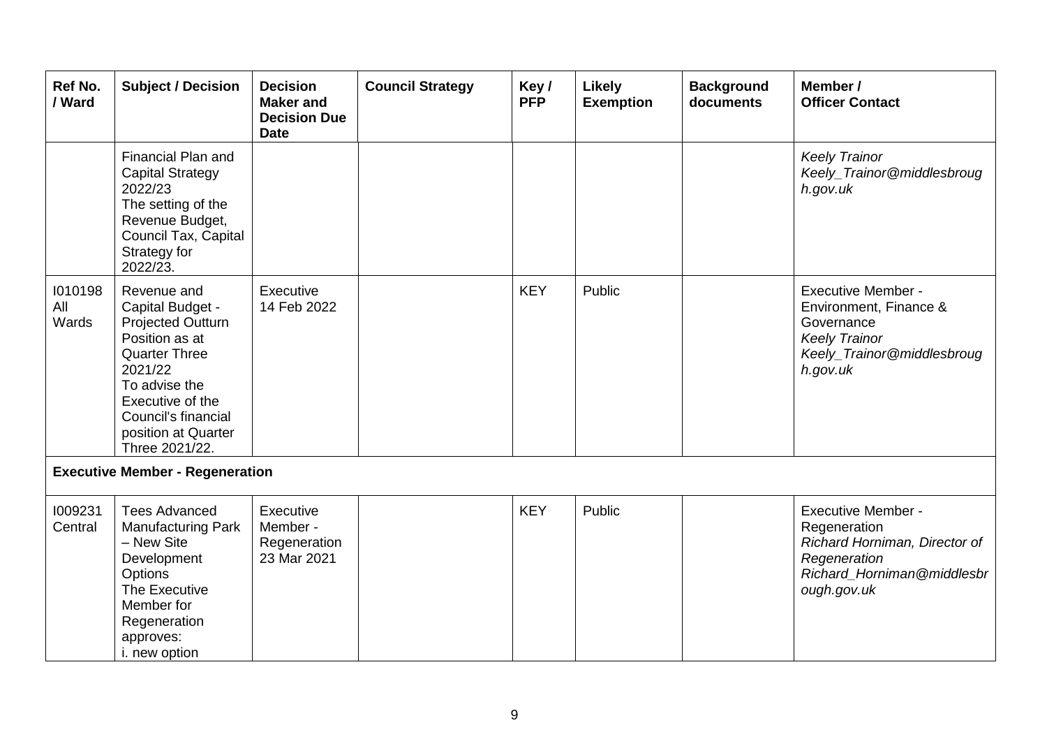| Ref No. / Ward | Subject / Decision | Decision Maker and Decision Due Date | Council Strategy | Key / PFP | Likely Exemption | Background documents | Member / Officer Contact |
|---|---|---|---|---|---|---|---|
| | Financial Plan and Capital Strategy 2022/23<br>The setting of the Revenue Budget, Council Tax, Capital Strategy for 2022/23. | | | | | | *Keely Trainor*<br>*Keely_Trainor@middlesbrough.gov.uk* |
| I010198<br>All Wards | Revenue and Capital Budget - Projected Outturn Position as at Quarter Three 2021/22<br>To advise the Executive of the Council's financial position at Quarter Three 2021/22. | Executive<br>14 Feb 2022 | | KEY | Public | | Executive Member - Environment, Finance & Governance<br>*Keely Trainor*<br>*Keely_Trainor@middlesbrough.gov.uk* |
| **Executive Member - Regeneration** | | | | | | | |
| I009231<br>Central | Tees Advanced Manufacturing Park – New Site Development Options<br>The Executive Member for Regeneration approves:<br>i. new option | Executive Member - Regeneration<br>23 Mar 2021 | | KEY | Public | | Executive Member - Regeneration<br>*Richard Horniman, Director of Regeneration*<br>*Richard_Horniman@middlesbrough.gov.uk* |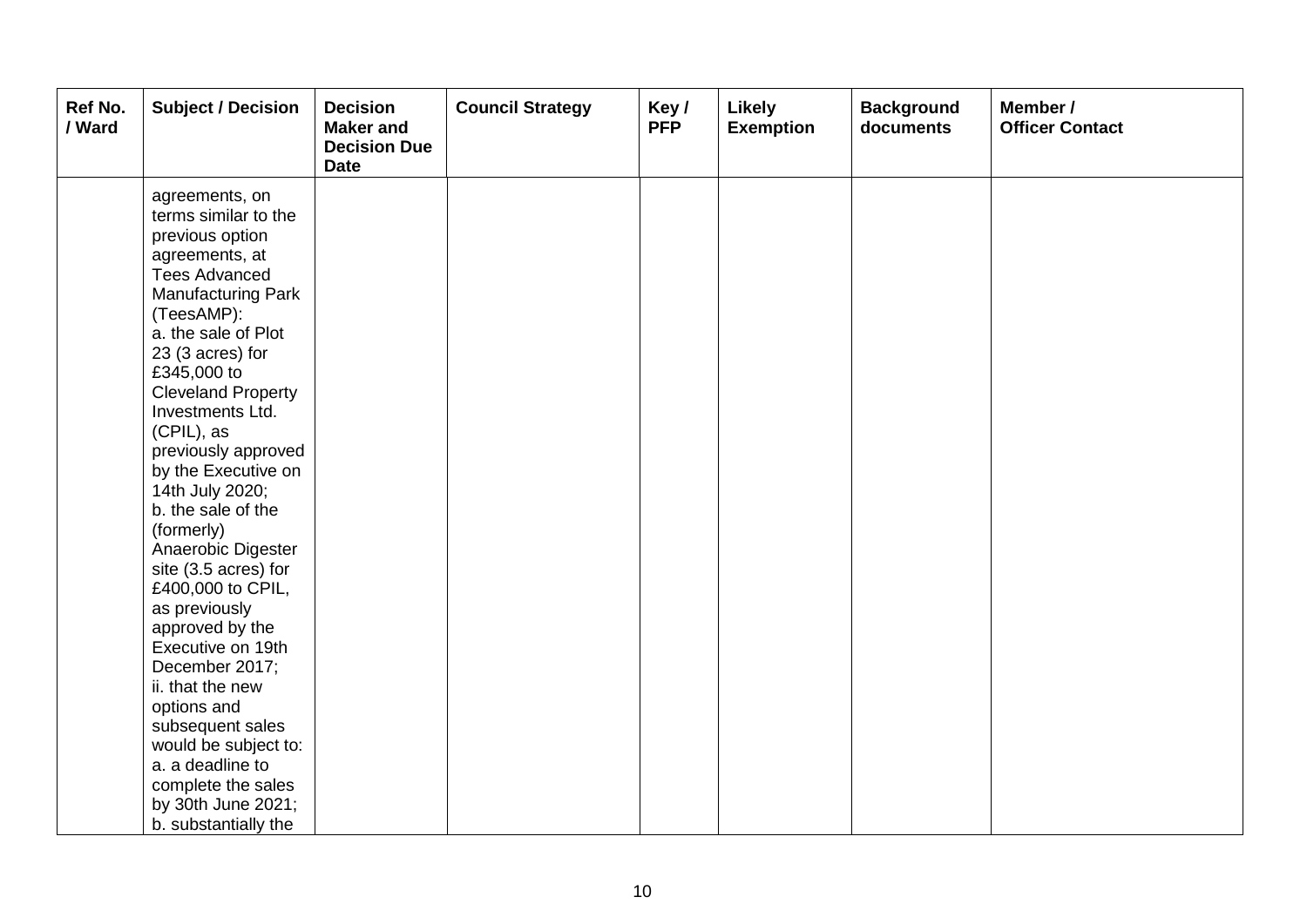| Ref No. / Ward | Subject / Decision | Decision Maker and Decision Due Date | Council Strategy | Key / PFP | Likely Exemption | Background documents | Member / Officer Contact |
|---|---|---|---|---|---|---|---|
| | agreements, on terms similar to the previous option agreements, at Tees Advanced Manufacturing Park (TeesAMP):<br>a. the sale of Plot 23 (3 acres) for £345,000 to Cleveland Property Investments Ltd. (CPIL), as previously approved by the Executive on 14th July 2020;<br>b. the sale of the (formerly) Anaerobic Digester site (3.5 acres) for £400,000 to CPIL, as previously approved by the Executive on 19th December 2017;<br>ii. that the new options and subsequent sales would be subject to:<br>a. a deadline to complete the sales by 30th June 2021;<br>b. substantially the | | | | | | |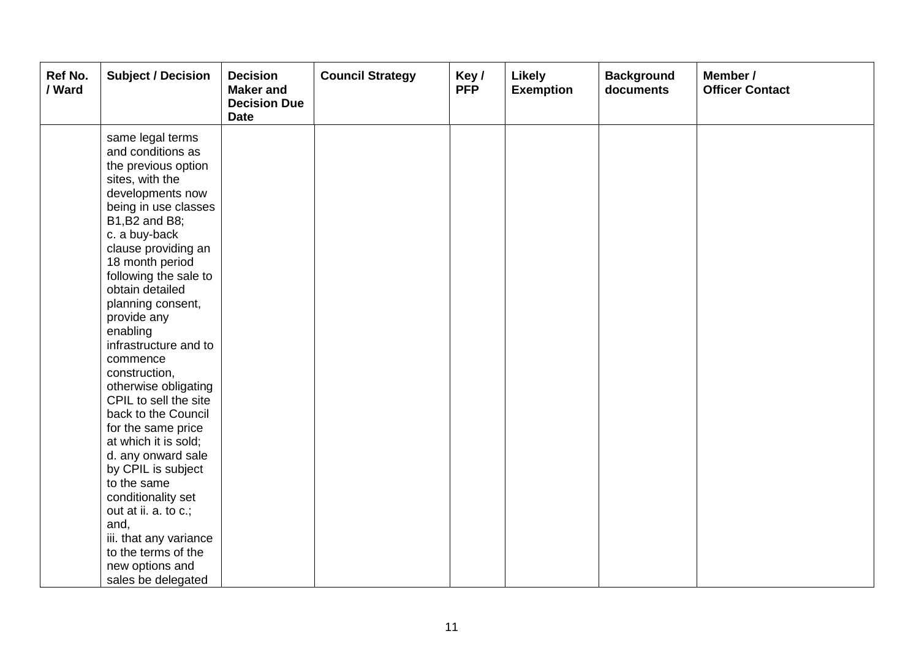| Ref No. / Ward | Subject / Decision | Decision Maker and Decision Due Date | Council Strategy | Key / PFP | Likely Exemption | Background documents | Member / Officer Contact |
|---|---|---|---|---|---|---|---|
| | same legal terms and conditions as the previous option sites, with the developments now being in use classes B1,B2 and B8;<br>c. a buy-back clause providing an 18 month period following the sale to obtain detailed planning consent, provide any enabling infrastructure and to commence construction, otherwise obligating CPIL to sell the site back to the Council for the same price at which it is sold;<br>d. any onward sale by CPIL is subject to the same conditionality set out at ii. a. to c.; and,<br>iii. that any variance to the terms of the new options and sales be delegated | | | | | | |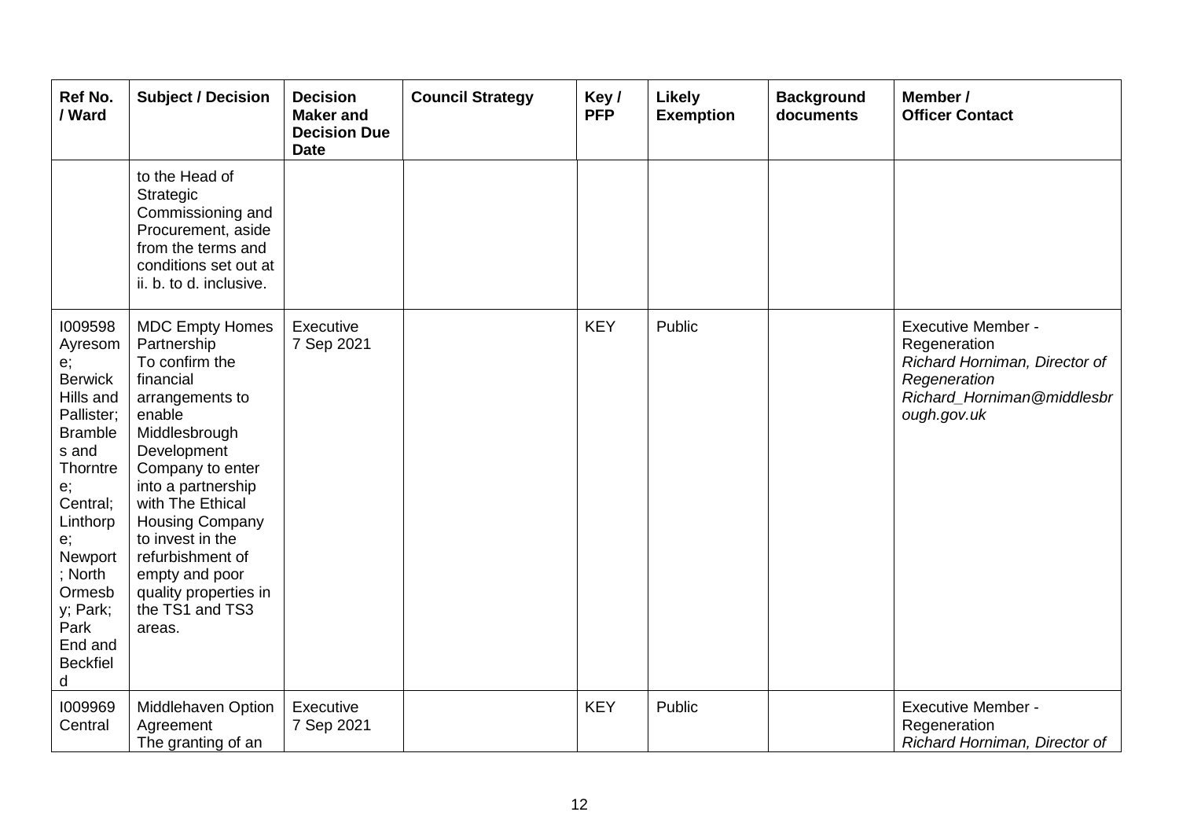| Ref No. / Ward | Subject / Decision | Decision Maker and Decision Due Date | Council Strategy | Key / PFP | Likely Exemption | Background documents | Member / Officer Contact |
|---|---|---|---|---|---|---|---|
| | to the Head of Strategic Commissioning and Procurement, aside from the terms and conditions set out at ii. b. to d. inclusive. | | | | | | |
| I009598 Ayresome; Berwick Hills and Pallister; Brambles and Thorntree; Central; Linthorpe; Newport; North Ormesby; Park; Park End and Beckfield | MDC Empty Homes Partnership To confirm the financial arrangements to enable Middlesbrough Development Company to enter into a partnership with The Ethical Housing Company to invest in the refurbishment of empty and poor quality properties in the TS1 and TS3 areas. | Executive 7 Sep 2021 | | KEY | Public | | Executive Member - Regeneration *Richard Horniman, Director of Regeneration* *Richard_Horniman@middlesbrough.gov.uk* |
| I009969 Central | Middlehaven Option Agreement The granting of an | Executive 7 Sep 2021 | | KEY | Public | | Executive Member - Regeneration *Richard Horniman, Director of* |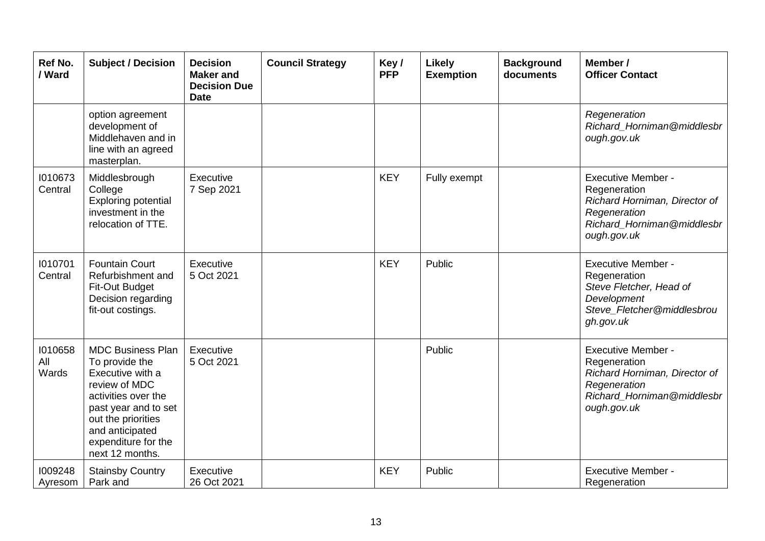| Ref No. / Ward | Subject / Decision | Decision Maker and Decision Due Date | Council Strategy | Key / PFP | Likely Exemption | Background documents | Member / Officer Contact |
|---|---|---|---|---|---|---|---|
| | option agreement development of Middlehaven and in line with an agreed masterplan. | | | | | | *Regeneration Richard_Horniman@middlesbrough.gov.uk* |
| I010673 Central | Middlesbrough College Exploring potential investment in the relocation of TTE. | Executive 7 Sep 2021 | | KEY | Fully exempt | | Executive Member - Regeneration *Richard Horniman, Director of Regeneration Richard_Horniman@middlesbrough.gov.uk* |
| I010701 Central | Fountain Court Refurbishment and Fit-Out Budget Decision regarding fit-out costings. | Executive 5 Oct 2021 | | KEY | Public | | Executive Member - Regeneration *Steve Fletcher, Head of Development Steve_Fletcher@middlesbrough.gov.uk* |
| I010658 All Wards | MDC Business Plan To provide the Executive with a review of MDC activities over the past year and to set out the priorities and anticipated expenditure for the next 12 months. | Executive 5 Oct 2021 | | | Public | | Executive Member - Regeneration *Richard Horniman, Director of Regeneration Richard_Horniman@middlesbrough.gov.uk* |
| I009248 Ayresom | Stainsby Country Park and | Executive 26 Oct 2021 | | KEY | Public | | Executive Member - Regeneration |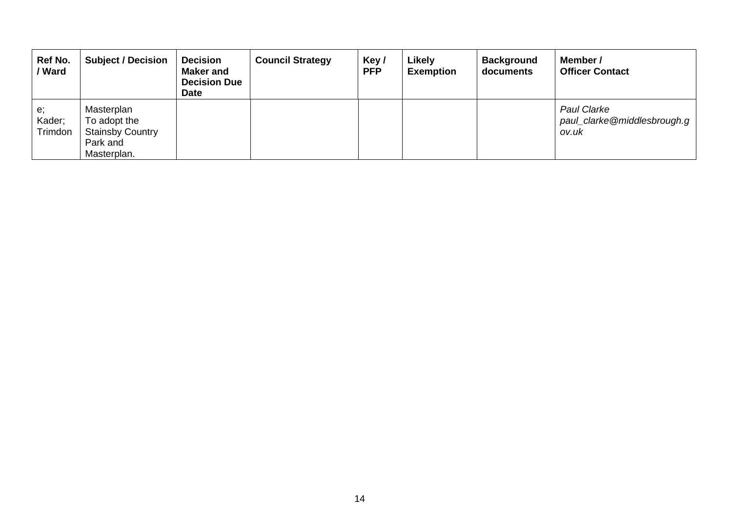| Ref No. / Ward | Subject / Decision | Decision Maker and Decision Due Date | Council Strategy | Key / PFP | Likely Exemption | Background documents | Member / Officer Contact |
| --- | --- | --- | --- | --- | --- | --- | --- |
| e; Kader; Trimdon | Masterplan To adopt the Stainsby Country Park and Masterplan. | | | | | | *Paul Clarke paul_clarke@middlesbrough.gov.uk* |